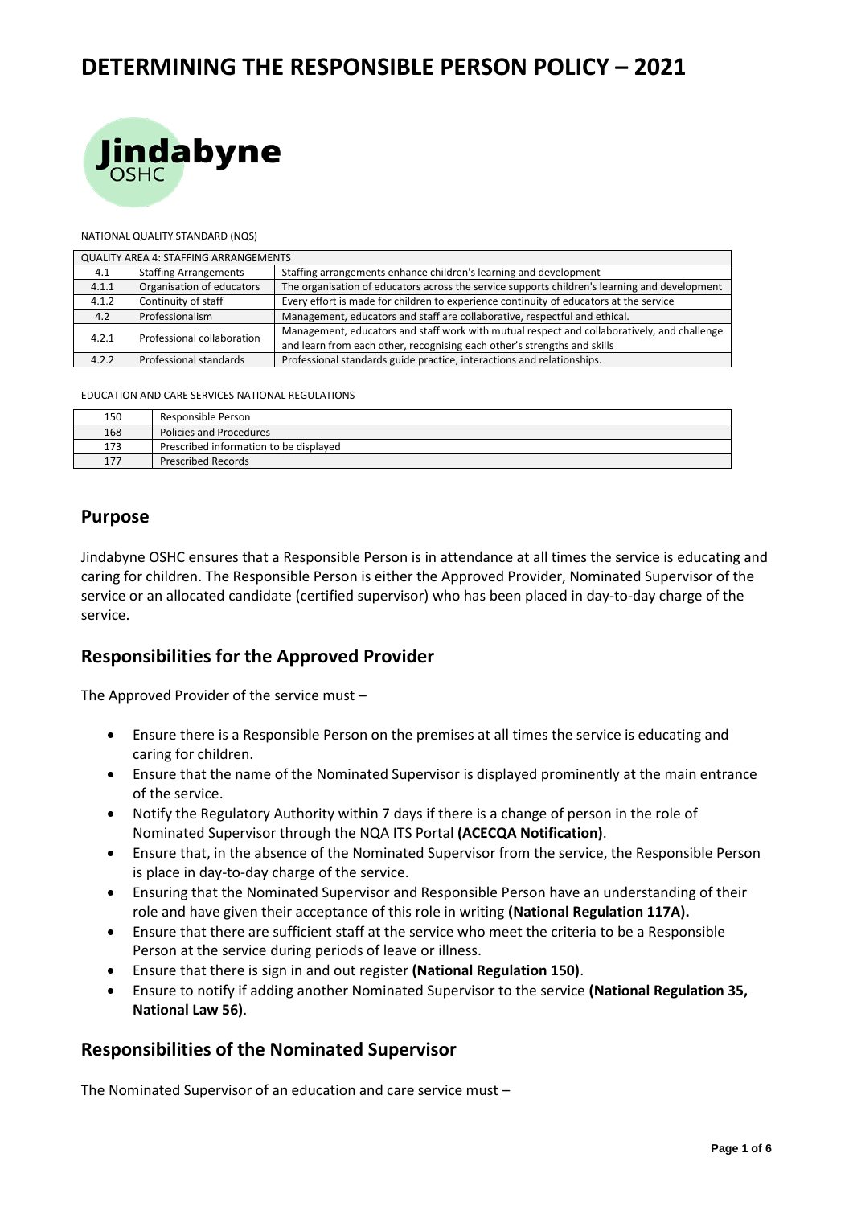# DETERMINING THE RESPONSIBLE PERSON POLICY – 2021

Jindabyne OSHC

NATIONAL QUALITY STANDARD (NQS)

| QUALITY AREA 4: STAFFING ARRANGEMENTS | | |
|---|---|---|
| 4.1 | Staffing Arrangements | Staffing arrangements enhance children's learning and development |
| 4.1.1 | Organisation of educators | The organisation of educators across the service supports children's learning and development |
| 4.1.2 | Continuity of staff | Every effort is made for children to experience continuity of educators at the service |
| 4.2 | Professionalism | Management, educators and staff are collaborative, respectful and ethical. |
| 4.2.1 | Professional collaboration | Management, educators and staff work with mutual respect and collaboratively, and challenge and learn from each other, recognising each other's strengths and skills |
| 4.2.2 | Professional standards | Professional standards guide practice, interactions and relationships. |

EDUCATION AND CARE SERVICES NATIONAL REGULATIONS

| | |
|---|---|
| 150 | Responsible Person |
| 168 | Policies and Procedures |
| 173 | Prescribed information to be displayed |
| 177 | Prescribed Records |

## Purpose

Jindabyne OSHC ensures that a Responsible Person is in attendance at all times the service is educating and caring for children. The Responsible Person is either the Approved Provider, Nominated Supervisor of the service or an allocated candidate (certified supervisor) who has been placed in day-to-day charge of the service.

## Responsibilities for the Approved Provider

The Approved Provider of the service must –

- Ensure there is a Responsible Person on the premises at all times the service is educating and caring for children.
- Ensure that the name of the Nominated Supervisor is displayed prominently at the main entrance of the service.
- Notify the Regulatory Authority within 7 days if there is a change of person in the role of Nominated Supervisor through the NQA ITS Portal **(ACECQA Notification)**.
- Ensure that, in the absence of the Nominated Supervisor from the service, the Responsible Person is place in day-to-day charge of the service.
- Ensuring that the Nominated Supervisor and Responsible Person have an understanding of their role and have given their acceptance of this role in writing **(National Regulation 117A).**
- Ensure that there are sufficient staff at the service who meet the criteria to be a Responsible Person at the service during periods of leave or illness.
- Ensure that there is sign in and out register **(National Regulation 150)**.
- Ensure to notify if adding another Nominated Supervisor to the service **(National Regulation 35, National Law 56)**.

## Responsibilities of the Nominated Supervisor

The Nominated Supervisor of an education and care service must –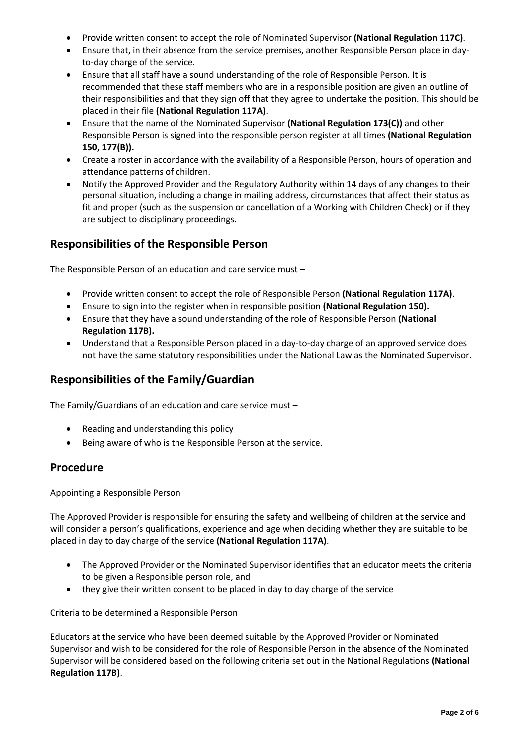- Provide written consent to accept the role of Nominated Supervisor **(National Regulation 117C)**.
- Ensure that, in their absence from the service premises, another Responsible Person place in day-to-day charge of the service.
- Ensure that all staff have a sound understanding of the role of Responsible Person. It is recommended that these staff members who are in a responsible position are given an outline of their responsibilities and that they sign off that they agree to undertake the position. This should be placed in their file **(National Regulation 117A)**.
- Ensure that the name of the Nominated Supervisor **(National Regulation 173(C))** and other Responsible Person is signed into the responsible person register at all times **(National Regulation 150, 177(B)).**
- Create a roster in accordance with the availability of a Responsible Person, hours of operation and attendance patterns of children.
- Notify the Approved Provider and the Regulatory Authority within 14 days of any changes to their personal situation, including a change in mailing address, circumstances that affect their status as fit and proper (such as the suspension or cancellation of a Working with Children Check) or if they are subject to disciplinary proceedings.

## Responsibilities of the Responsible Person

The Responsible Person of an education and care service must –

- Provide written consent to accept the role of Responsible Person **(National Regulation 117A)**.
- Ensure to sign into the register when in responsible position **(National Regulation 150).**
- Ensure that they have a sound understanding of the role of Responsible Person **(National Regulation 117B).**
- Understand that a Responsible Person placed in a day-to-day charge of an approved service does not have the same statutory responsibilities under the National Law as the Nominated Supervisor.

## Responsibilities of the Family/Guardian

The Family/Guardians of an education and care service must –

- Reading and understanding this policy
- Being aware of who is the Responsible Person at the service.

## Procedure

Appointing a Responsible Person

The Approved Provider is responsible for ensuring the safety and wellbeing of children at the service and will consider a person's qualifications, experience and age when deciding whether they are suitable to be placed in day to day charge of the service **(National Regulation 117A)**.

- The Approved Provider or the Nominated Supervisor identifies that an educator meets the criteria to be given a Responsible person role, and
- they give their written consent to be placed in day to day charge of the service

Criteria to be determined a Responsible Person

Educators at the service who have been deemed suitable by the Approved Provider or Nominated Supervisor and wish to be considered for the role of Responsible Person in the absence of the Nominated Supervisor will be considered based on the following criteria set out in the National Regulations **(National Regulation 117B)**.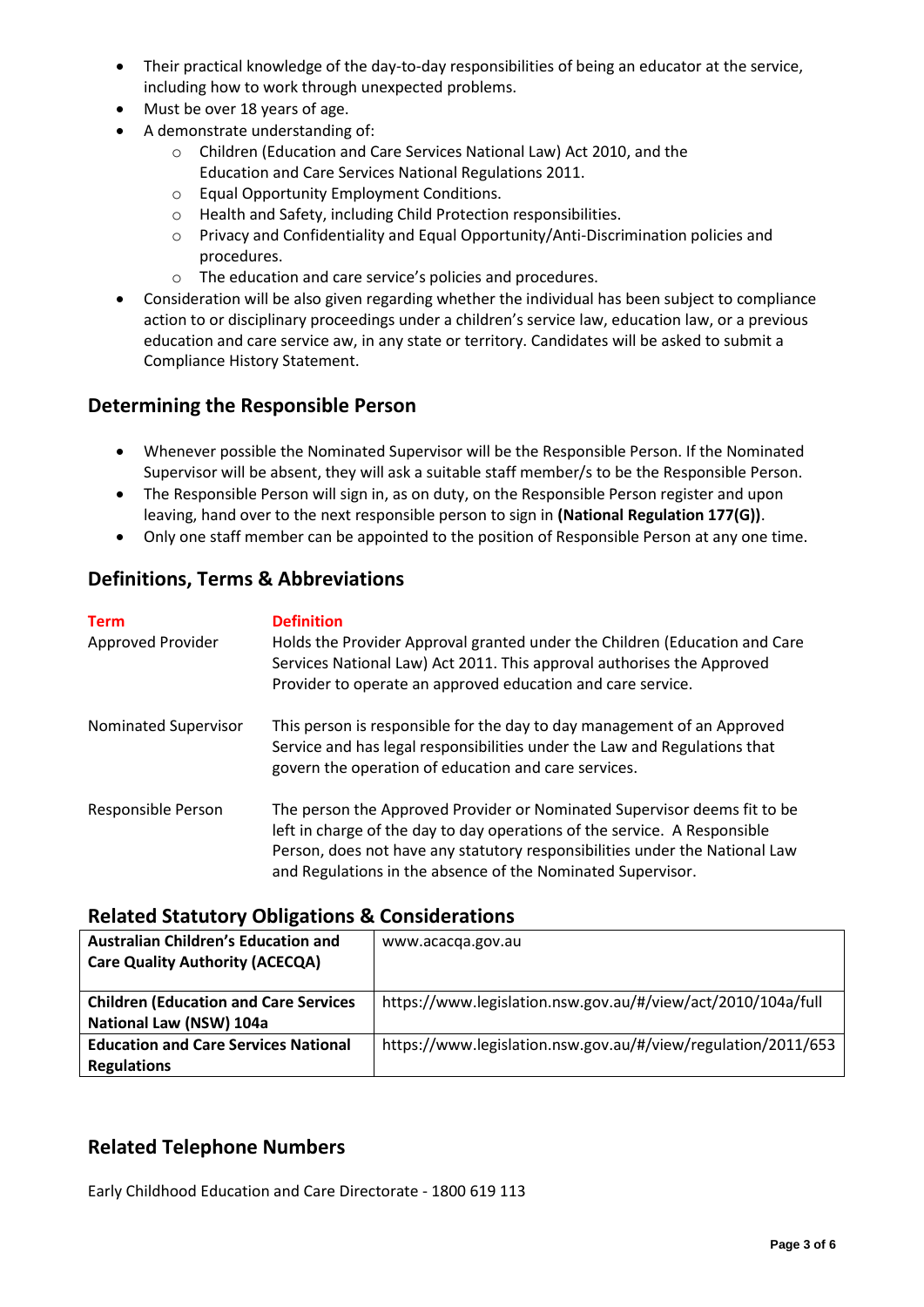- Their practical knowledge of the day-to-day responsibilities of being an educator at the service, including how to work through unexpected problems.
- Must be over 18 years of age.
- A demonstrate understanding of:
    - Children (Education and Care Services National Law) Act 2010, and the Education and Care Services National Regulations 2011.
    - Equal Opportunity Employment Conditions.
    - Health and Safety, including Child Protection responsibilities.
    - Privacy and Confidentiality and Equal Opportunity/Anti-Discrimination policies and procedures.
    - The education and care service's policies and procedures.
- Consideration will be also given regarding whether the individual has been subject to compliance action to or disciplinary proceedings under a children's service law, education law, or a previous education and care service aw, in any state or territory. Candidates will be asked to submit a Compliance History Statement.

## Determining the Responsible Person

- Whenever possible the Nominated Supervisor will be the Responsible Person. If the Nominated Supervisor will be absent, they will ask a suitable staff member/s to be the Responsible Person.
- The Responsible Person will sign in, as on duty, on the Responsible Person register and upon leaving, hand over to the next responsible person to sign in **(National Regulation 177(G))**.
- Only one staff member can be appointed to the position of Responsible Person at any one time.

## Definitions, Terms & Abbreviations

| Term | Definition |
| --- | --- |
| Approved Provider | Holds the Provider Approval granted under the Children (Education and Care Services National Law) Act 2011. This approval authorises the Approved Provider to operate an approved education and care service. |
| Nominated Supervisor | This person is responsible for the day to day management of an Approved Service and has legal responsibilities under the Law and Regulations that govern the operation of education and care services. |
| Responsible Person | The person the Approved Provider or Nominated Supervisor deems fit to be left in charge of the day to day operations of the service. A Responsible Person, does not have any statutory responsibilities under the National Law and Regulations in the absence of the Nominated Supervisor. |

## Related Statutory Obligations & Considerations

| | |
| --- | --- |
| **Australian Children's Education and Care Quality Authority (ACECQA)** | www.acacqa.gov.au |
| **Children (Education and Care Services National Law (NSW) 104a** | https://www.legislation.nsw.gov.au/#/view/act/2010/104a/full |
| **Education and Care Services National Regulations** | https://www.legislation.nsw.gov.au/#/view/regulation/2011/653 |

## Related Telephone Numbers

Early Childhood Education and Care Directorate - 1800 619 113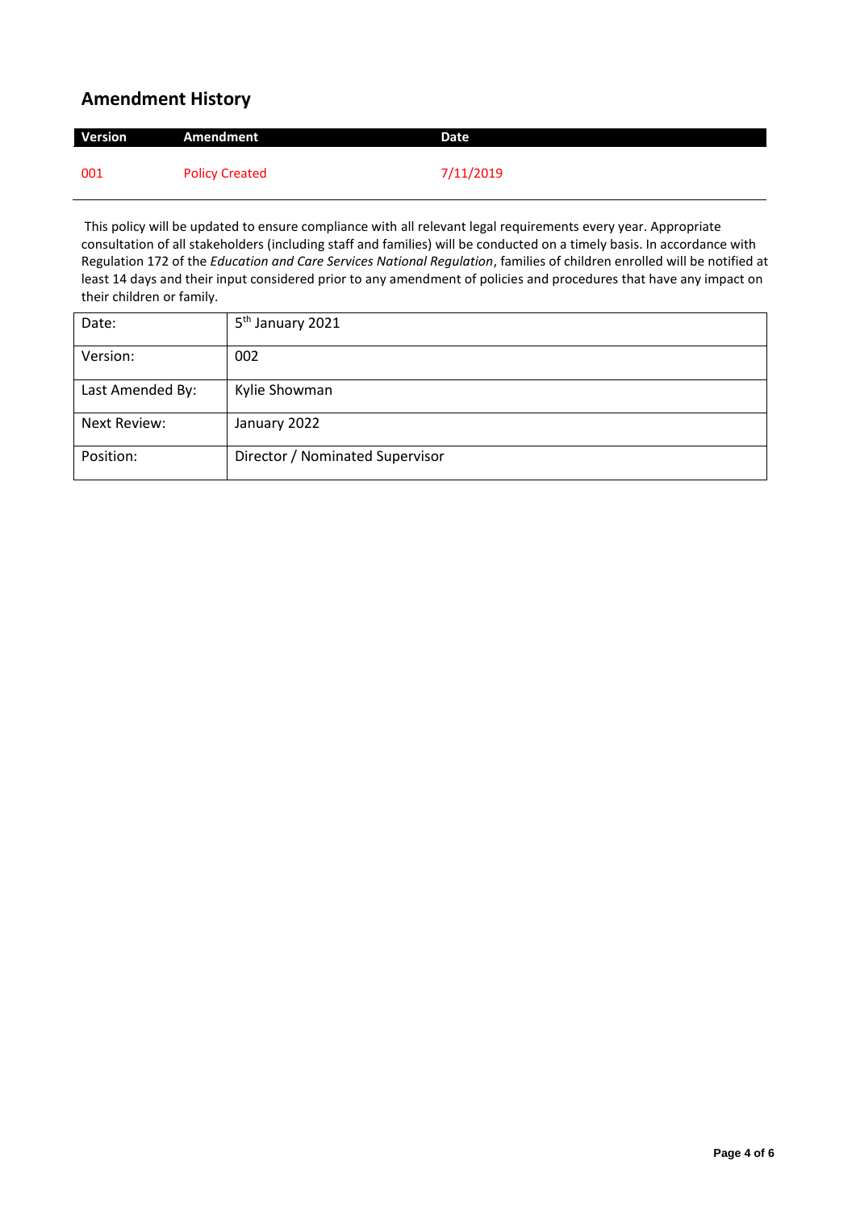## Amendment History

| Version | Amendment | Date |
|---|---|---|
| 001 | Policy Created | 7/11/2019 |

This policy will be updated to ensure compliance with all relevant legal requirements every year. Appropriate consultation of all stakeholders (including staff and families) will be conducted on a timely basis. In accordance with Regulation 172 of the *Education and Care Services National Regulation*, families of children enrolled will be notified at least 14 days and their input considered prior to any amendment of policies and procedures that have any impact on their children or family.

| | |
|---|---|
| Date: | 5th January 2021 |
| Version: | 002 |
| Last Amended By: | Kylie Showman |
| Next Review: | January 2022 |
| Position: | Director / Nominated Supervisor |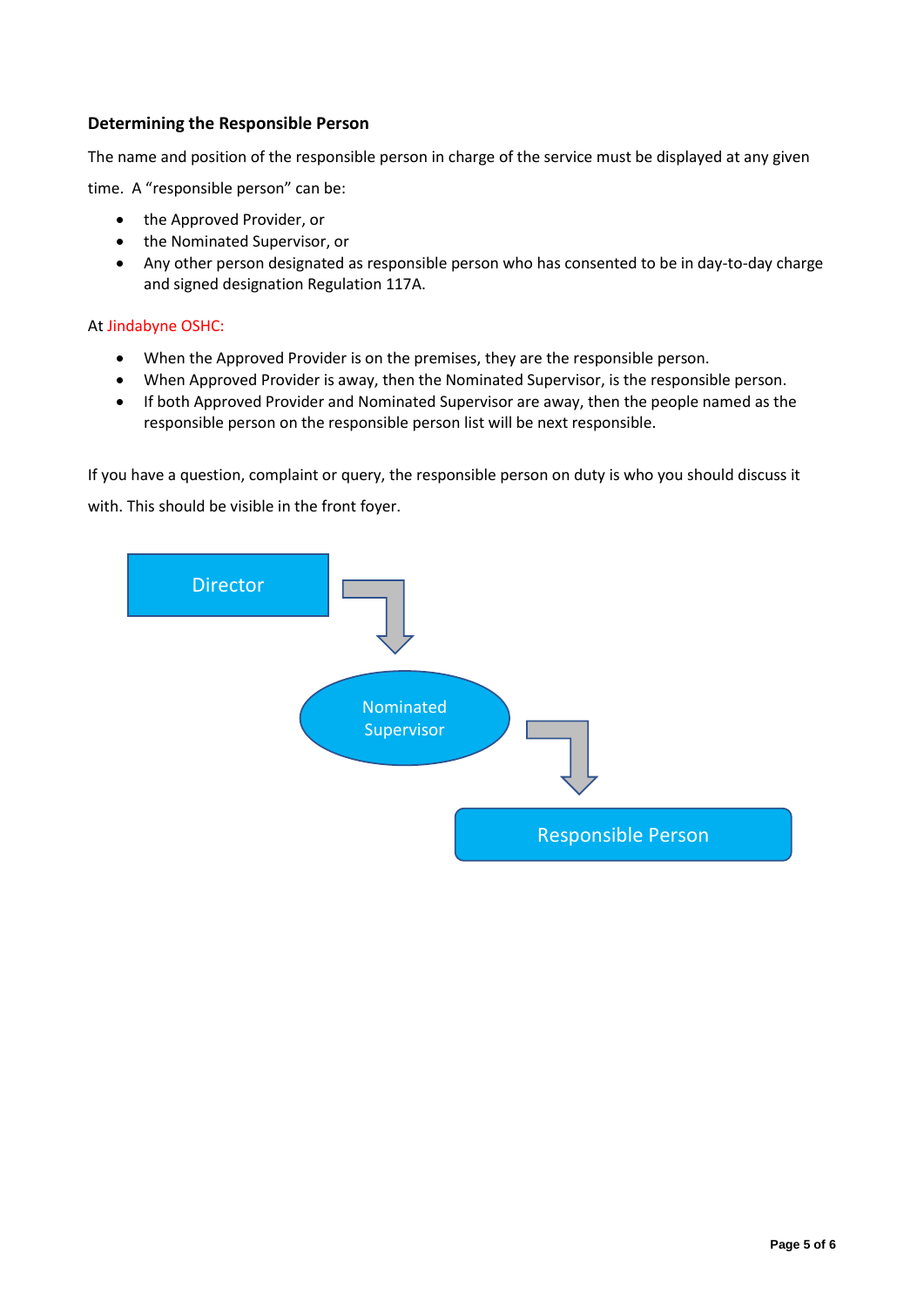### Determining the Responsible Person

The name and position of the responsible person in charge of the service must be displayed at any given time. A "responsible person" can be:

- the Approved Provider, or
- the Nominated Supervisor, or
- Any other person designated as responsible person who has consented to be in day-to-day charge and signed designation Regulation 117A.

At Jindabyne OSHC:

- When the Approved Provider is on the premises, they are the responsible person.
- When Approved Provider is away, then the Nominated Supervisor, is the responsible person.
- If both Approved Provider and Nominated Supervisor are away, then the people named as the responsible person on the responsible person list will be next responsible.

If you have a question, complaint or query, the responsible person on duty is who you should discuss it with. This should be visible in the front foyer.

Director → Nominated Supervisor → Responsible Person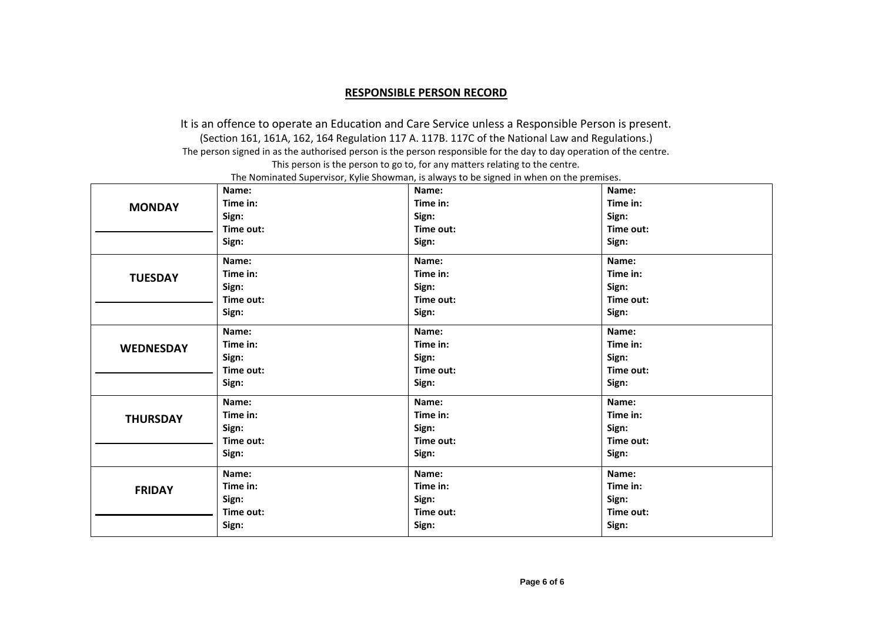## RESPONSIBLE PERSON RECORD

It is an offence to operate an Education and Care Service unless a Responsible Person is present.

(Section 161, 161A, 162, 164 Regulation 117 A. 117B. 117C of the National Law and Regulations.)

The person signed in as the authorised person is the person responsible for the day to day operation of the centre.

This person is the person to go to, for any matters relating to the centre.

The Nominated Supervisor, Kylie Showman, is always to be signed in when on the premises.

| | | | |
|---|---|---|---|
| **MONDAY**<br>\_\_\_\_\_\_\_\_\_\_\_\_\_\_\_\_ | **Name:**<br>**Time in:**<br>**Sign:**<br>**Time out:**<br>**Sign:** | **Name:**<br>**Time in:**<br>**Sign:**<br>**Time out:**<br>**Sign:** | **Name:**<br>**Time in:**<br>**Sign:**<br>**Time out:**<br>**Sign:** |
| **TUESDAY**<br>\_\_\_\_\_\_\_\_\_\_\_\_\_\_\_\_ | **Name:**<br>**Time in:**<br>**Sign:**<br>**Time out:**<br>**Sign:** | **Name:**<br>**Time in:**<br>**Sign:**<br>**Time out:**<br>**Sign:** | **Name:**<br>**Time in:**<br>**Sign:**<br>**Time out:**<br>**Sign:** |
| **WEDNESDAY**<br>\_\_\_\_\_\_\_\_\_\_\_\_\_\_\_\_ | **Name:**<br>**Time in:**<br>**Sign:**<br>**Time out:**<br>**Sign:** | **Name:**<br>**Time in:**<br>**Sign:**<br>**Time out:**<br>**Sign:** | **Name:**<br>**Time in:**<br>**Sign:**<br>**Time out:**<br>**Sign:** |
| **THURSDAY**<br>\_\_\_\_\_\_\_\_\_\_\_\_\_\_\_\_ | **Name:**<br>**Time in:**<br>**Sign:**<br>**Time out:**<br>**Sign:** | **Name:**<br>**Time in:**<br>**Sign:**<br>**Time out:**<br>**Sign:** | **Name:**<br>**Time in:**<br>**Sign:**<br>**Time out:**<br>**Sign:** |
| **FRIDAY**<br>\_\_\_\_\_\_\_\_\_\_\_\_\_\_\_\_ | **Name:**<br>**Time in:**<br>**Sign:**<br>**Time out:**<br>**Sign:** | **Name:**<br>**Time in:**<br>**Sign:**<br>**Time out:**<br>**Sign:** | **Name:**<br>**Time in:**<br>**Sign:**<br>**Time out:**<br>**Sign:** |